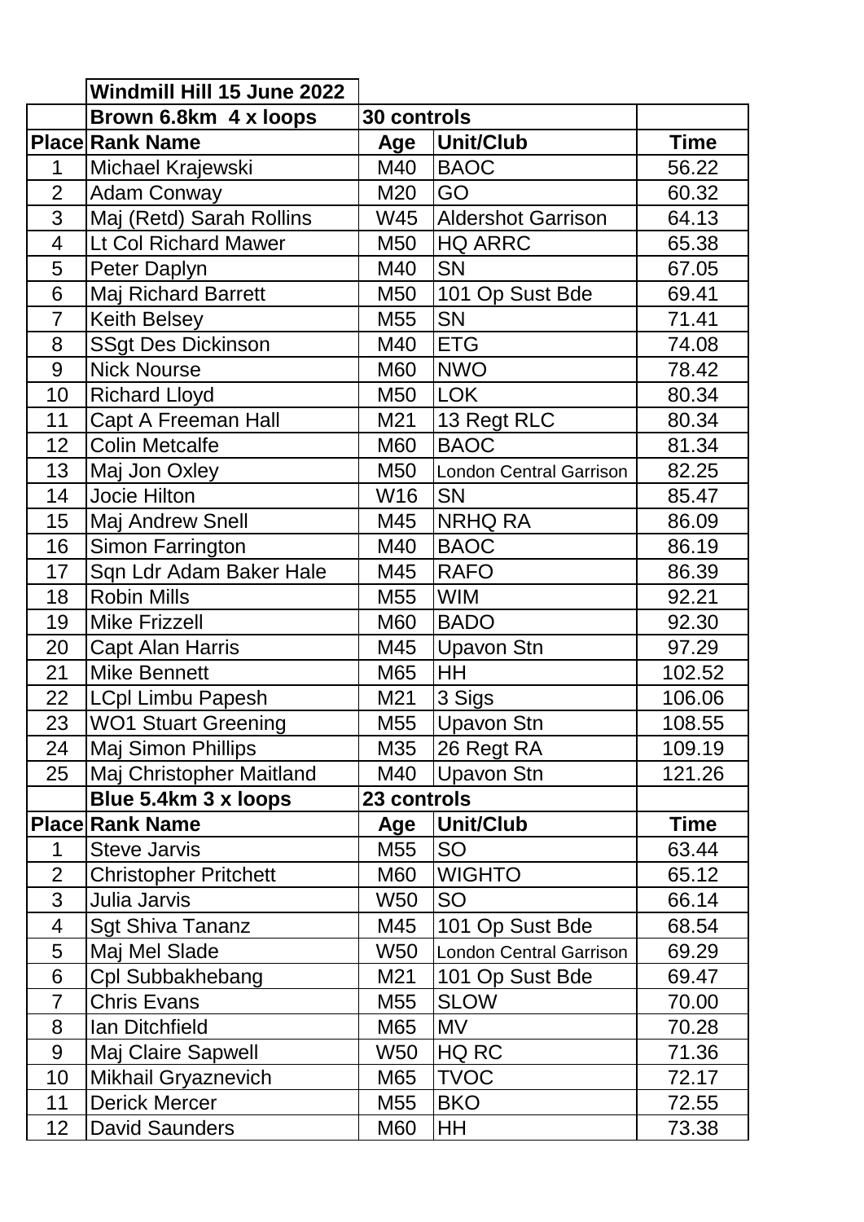| | Windmill Hill 15 June 2022 | | | |
|---|---|---|---|---|
| | **Brown 6.8km 4 x loops** | **30 controls** | | |
| **Place** | **Rank Name** | **Age** | **Unit/Club** | **Time** |
| 1 | Michael Krajewski | M40 | BAOC | 56.22 |
| 2 | Adam Conway | M20 | GO | 60.32 |
| 3 | Maj (Retd) Sarah Rollins | W45 | Aldershot Garrison | 64.13 |
| 4 | Lt Col Richard Mawer | M50 | HQ ARRC | 65.38 |
| 5 | Peter Daplyn | M40 | SN | 67.05 |
| 6 | Maj Richard Barrett | M50 | 101 Op Sust Bde | 69.41 |
| 7 | Keith Belsey | M55 | SN | 71.41 |
| 8 | SSgt Des Dickinson | M40 | ETG | 74.08 |
| 9 | Nick Nourse | M60 | NWO | 78.42 |
| 10 | Richard Lloyd | M50 | LOK | 80.34 |
| 11 | Capt A Freeman Hall | M21 | 13 Regt RLC | 80.34 |
| 12 | Colin Metcalfe | M60 | BAOC | 81.34 |
| 13 | Maj Jon Oxley | M50 | London Central Garrison | 82.25 |
| 14 | Jocie Hilton | W16 | SN | 85.47 |
| 15 | Maj Andrew Snell | M45 | NRHQ RA | 86.09 |
| 16 | Simon Farrington | M40 | BAOC | 86.19 |
| 17 | Sqn Ldr Adam Baker Hale | M45 | RAFO | 86.39 |
| 18 | Robin Mills | M55 | WIM | 92.21 |
| 19 | Mike Frizzell | M60 | BADO | 92.30 |
| 20 | Capt Alan Harris | M45 | Upavon Stn | 97.29 |
| 21 | Mike Bennett | M65 | HH | 102.52 |
| 22 | LCpl Limbu Papesh | M21 | 3 Sigs | 106.06 |
| 23 | WO1 Stuart Greening | M55 | Upavon Stn | 108.55 |
| 24 | Maj Simon Phillips | M35 | 26 Regt RA | 109.19 |
| 25 | Maj Christopher Maitland | M40 | Upavon Stn | 121.26 |
| | **Blue 5.4km 3 x loops** | **23 controls** | | |
| **Place** | **Rank Name** | **Age** | **Unit/Club** | **Time** |
| 1 | Steve Jarvis | M55 | SO | 63.44 |
| 2 | Christopher Pritchett | M60 | WIGHTO | 65.12 |
| 3 | Julia Jarvis | W50 | SO | 66.14 |
| 4 | Sgt Shiva Tananz | M45 | 101 Op Sust Bde | 68.54 |
| 5 | Maj Mel Slade | W50 | London Central Garrison | 69.29 |
| 6 | Cpl Subbakhebang | M21 | 101 Op Sust Bde | 69.47 |
| 7 | Chris Evans | M55 | SLOW | 70.00 |
| 8 | Ian Ditchfield | M65 | MV | 70.28 |
| 9 | Maj Claire Sapwell | W50 | HQ RC | 71.36 |
| 10 | Mikhail Gryaznevich | M65 | TVOC | 72.17 |
| 11 | Derick Mercer | M55 | BKO | 72.55 |
| 12 | David Saunders | M60 | HH | 73.38 |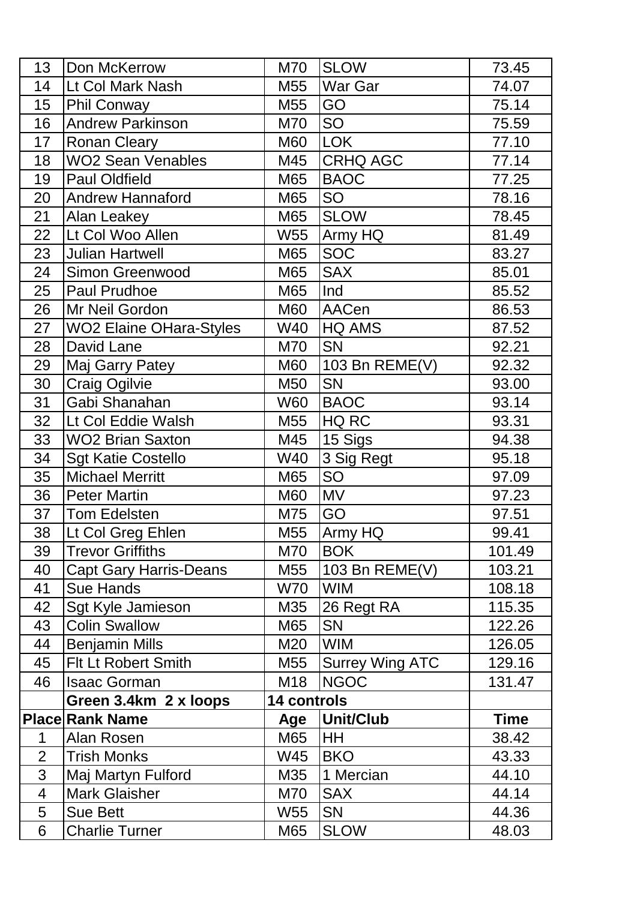| 13 | Don McKerrow | M70 | SLOW | 73.45 |
|---|---|---|---|---|
| 14 | Lt Col Mark Nash | M55 | War Gar | 74.07 |
| 15 | Phil Conway | M55 | GO | 75.14 |
| 16 | Andrew Parkinson | M70 | SO | 75.59 |
| 17 | Ronan Cleary | M60 | LOK | 77.10 |
| 18 | WO2 Sean Venables | M45 | CRHQ AGC | 77.14 |
| 19 | Paul Oldfield | M65 | BAOC | 77.25 |
| 20 | Andrew Hannaford | M65 | SO | 78.16 |
| 21 | Alan Leakey | M65 | SLOW | 78.45 |
| 22 | Lt Col Woo Allen | W55 | Army HQ | 81.49 |
| 23 | Julian Hartwell | M65 | SOC | 83.27 |
| 24 | Simon Greenwood | M65 | SAX | 85.01 |
| 25 | Paul Prudhoe | M65 | Ind | 85.52 |
| 26 | Mr Neil Gordon | M60 | AACen | 86.53 |
| 27 | WO2 Elaine OHara-Styles | W40 | HQ AMS | 87.52 |
| 28 | David Lane | M70 | SN | 92.21 |
| 29 | Maj Garry Patey | M60 | 103 Bn REME(V) | 92.32 |
| 30 | Craig Ogilvie | M50 | SN | 93.00 |
| 31 | Gabi Shanahan | W60 | BAOC | 93.14 |
| 32 | Lt Col Eddie Walsh | M55 | HQ RC | 93.31 |
| 33 | WO2 Brian Saxton | M45 | 15 Sigs | 94.38 |
| 34 | Sgt Katie Costello | W40 | 3 Sig Regt | 95.18 |
| 35 | Michael Merritt | M65 | SO | 97.09 |
| 36 | Peter Martin | M60 | MV | 97.23 |
| 37 | Tom Edelsten | M75 | GO | 97.51 |
| 38 | Lt Col Greg Ehlen | M55 | Army HQ | 99.41 |
| 39 | Trevor Griffiths | M70 | BOK | 101.49 |
| 40 | Capt Gary Harris-Deans | M55 | 103 Bn REME(V) | 103.21 |
| 41 | Sue Hands | W70 | WIM | 108.18 |
| 42 | Sgt Kyle Jamieson | M35 | 26 Regt RA | 115.35 |
| 43 | Colin Swallow | M65 | SN | 122.26 |
| 44 | Benjamin Mills | M20 | WIM | 126.05 |
| 45 | Flt Lt Robert Smith | M55 | Surrey Wing ATC | 129.16 |
| 46 | Isaac Gorman | M18 | NGOC | 131.47 |

| | **Green 3.4km 2 x loops** | **14 controls** | | |
|---|---|---|---|---|
| **Place** | **Rank Name** | **Age** | **Unit/Club** | **Time** |
| 1 | Alan Rosen | M65 | HH | 38.42 |
| 2 | Trish Monks | W45 | BKO | 43.33 |
| 3 | Maj Martyn Fulford | M35 | 1 Mercian | 44.10 |
| 4 | Mark Glaisher | M70 | SAX | 44.14 |
| 5 | Sue Bett | W55 | SN | 44.36 |
| 6 | Charlie Turner | M65 | SLOW | 48.03 |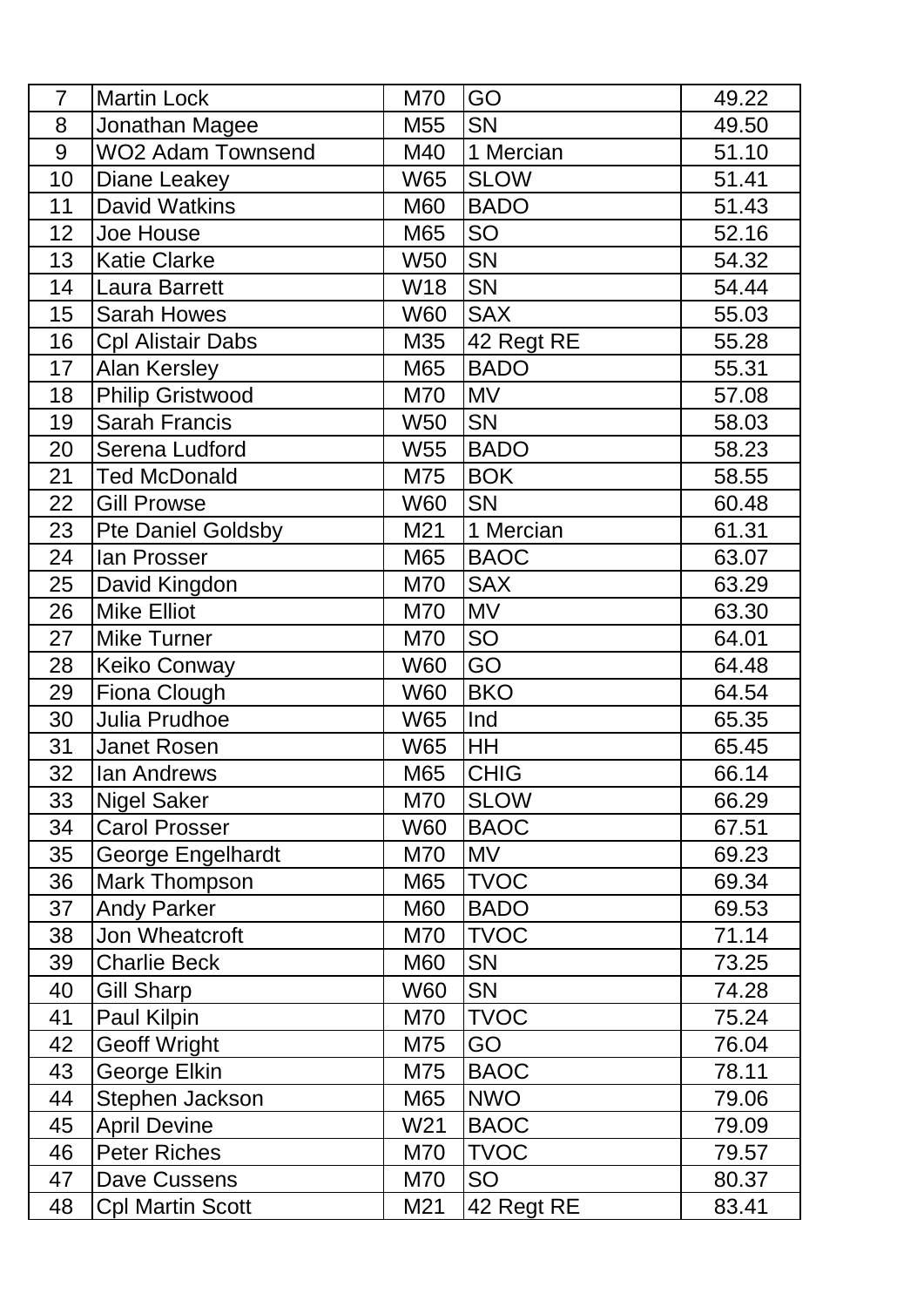| 7 | Martin Lock | M70 | GO | 49.22 |
|---|---|---|---|---|
| 8 | Jonathan Magee | M55 | SN | 49.50 |
| 9 | WO2 Adam Townsend | M40 | 1 Mercian | 51.10 |
| 10 | Diane Leakey | W65 | SLOW | 51.41 |
| 11 | David Watkins | M60 | BADO | 51.43 |
| 12 | Joe House | M65 | SO | 52.16 |
| 13 | Katie Clarke | W50 | SN | 54.32 |
| 14 | Laura Barrett | W18 | SN | 54.44 |
| 15 | Sarah Howes | W60 | SAX | 55.03 |
| 16 | Cpl Alistair Dabs | M35 | 42 Regt RE | 55.28 |
| 17 | Alan Kersley | M65 | BADO | 55.31 |
| 18 | Philip Gristwood | M70 | MV | 57.08 |
| 19 | Sarah Francis | W50 | SN | 58.03 |
| 20 | Serena Ludford | W55 | BADO | 58.23 |
| 21 | Ted McDonald | M75 | BOK | 58.55 |
| 22 | Gill Prowse | W60 | SN | 60.48 |
| 23 | Pte Daniel Goldsby | M21 | 1 Mercian | 61.31 |
| 24 | Ian Prosser | M65 | BAOC | 63.07 |
| 25 | David Kingdon | M70 | SAX | 63.29 |
| 26 | Mike Elliot | M70 | MV | 63.30 |
| 27 | Mike Turner | M70 | SO | 64.01 |
| 28 | Keiko Conway | W60 | GO | 64.48 |
| 29 | Fiona Clough | W60 | BKO | 64.54 |
| 30 | Julia Prudhoe | W65 | Ind | 65.35 |
| 31 | Janet Rosen | W65 | HH | 65.45 |
| 32 | Ian Andrews | M65 | CHIG | 66.14 |
| 33 | Nigel Saker | M70 | SLOW | 66.29 |
| 34 | Carol Prosser | W60 | BAOC | 67.51 |
| 35 | George Engelhardt | M70 | MV | 69.23 |
| 36 | Mark Thompson | M65 | TVOC | 69.34 |
| 37 | Andy Parker | M60 | BADO | 69.53 |
| 38 | Jon Wheatcroft | M70 | TVOC | 71.14 |
| 39 | Charlie Beck | M60 | SN | 73.25 |
| 40 | Gill Sharp | W60 | SN | 74.28 |
| 41 | Paul Kilpin | M70 | TVOC | 75.24 |
| 42 | Geoff Wright | M75 | GO | 76.04 |
| 43 | George Elkin | M75 | BAOC | 78.11 |
| 44 | Stephen Jackson | M65 | NWO | 79.06 |
| 45 | April Devine | W21 | BAOC | 79.09 |
| 46 | Peter Riches | M70 | TVOC | 79.57 |
| 47 | Dave Cussens | M70 | SO | 80.37 |
| 48 | Cpl Martin Scott | M21 | 42 Regt RE | 83.41 |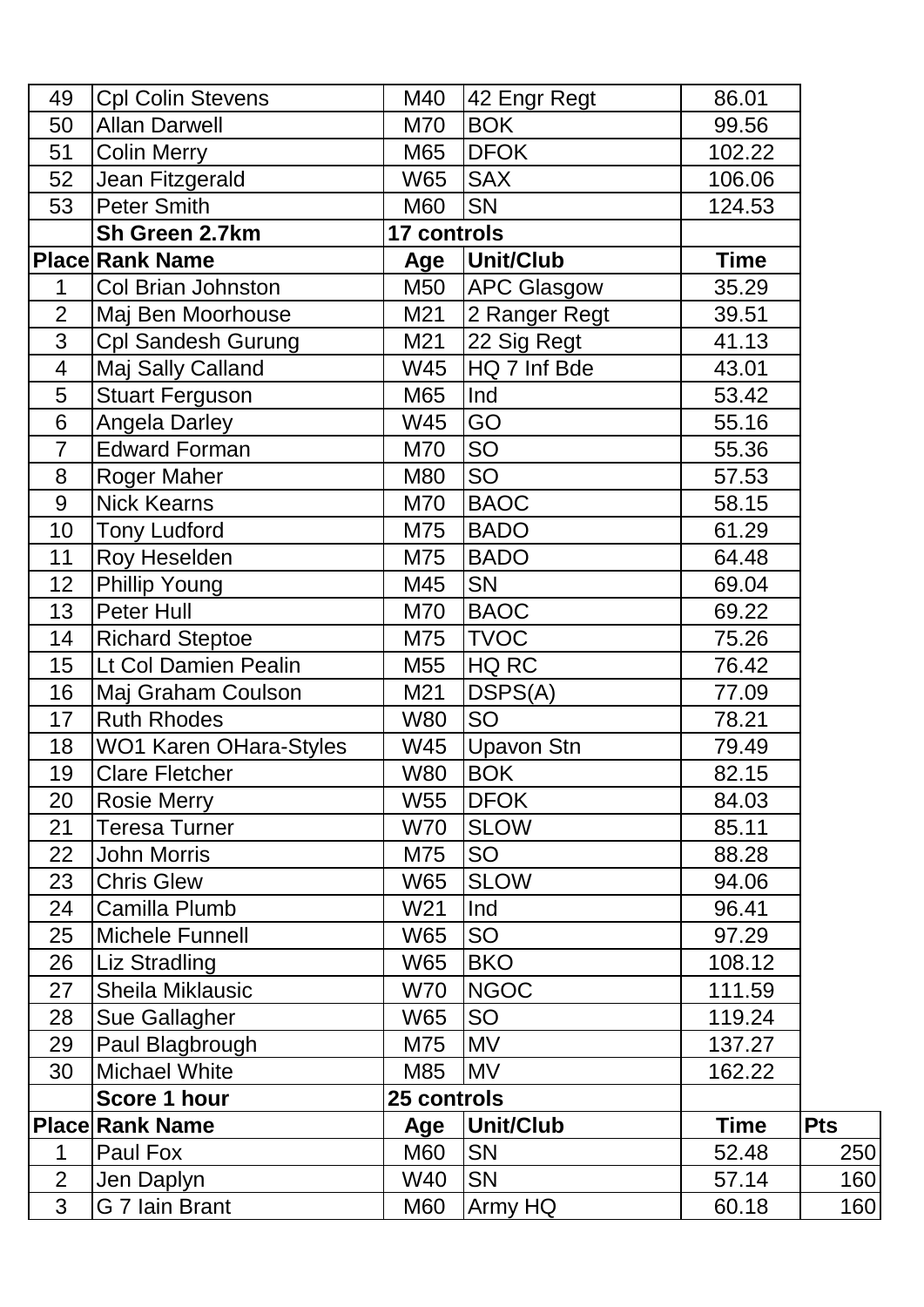| Place | Rank Name | Age | Unit/Club | Time | Pts |
|---|---|---|---|---|---|
| 49 | Cpl Colin Stevens | M40 | 42 Engr Regt | 86.01 | |
| 50 | Allan Darwell | M70 | BOK | 99.56 | |
| 51 | Colin Merry | M65 | DFOK | 102.22 | |
| 52 | Jean Fitzgerald | W65 | SAX | 106.06 | |
| 53 | Peter Smith | M60 | SN | 124.53 | |
| | **Sh Green 2.7km** | **17 controls** | | | |
| **Place** | **Rank Name** | **Age** | **Unit/Club** | **Time** | |
| 1 | Col Brian Johnston | M50 | APC Glasgow | 35.29 | |
| 2 | Maj Ben Moorhouse | M21 | 2 Ranger Regt | 39.51 | |
| 3 | Cpl Sandesh Gurung | M21 | 22 Sig Regt | 41.13 | |
| 4 | Maj Sally Calland | W45 | HQ 7 Inf Bde | 43.01 | |
| 5 | Stuart Ferguson | M65 | Ind | 53.42 | |
| 6 | Angela Darley | W45 | GO | 55.16 | |
| 7 | Edward Forman | M70 | SO | 55.36 | |
| 8 | Roger Maher | M80 | SO | 57.53 | |
| 9 | Nick Kearns | M70 | BAOC | 58.15 | |
| 10 | Tony Ludford | M75 | BADO | 61.29 | |
| 11 | Roy Heselden | M75 | BADO | 64.48 | |
| 12 | Phillip Young | M45 | SN | 69.04 | |
| 13 | Peter Hull | M70 | BAOC | 69.22 | |
| 14 | Richard Steptoe | M75 | TVOC | 75.26 | |
| 15 | Lt Col Damien Pealin | M55 | HQ RC | 76.42 | |
| 16 | Maj Graham Coulson | M21 | DSPS(A) | 77.09 | |
| 17 | Ruth Rhodes | W80 | SO | 78.21 | |
| 18 | WO1 Karen OHara-Styles | W45 | Upavon Stn | 79.49 | |
| 19 | Clare Fletcher | W80 | BOK | 82.15 | |
| 20 | Rosie Merry | W55 | DFOK | 84.03 | |
| 21 | Teresa Turner | W70 | SLOW | 85.11 | |
| 22 | John Morris | M75 | SO | 88.28 | |
| 23 | Chris Glew | W65 | SLOW | 94.06 | |
| 24 | Camilla Plumb | W21 | Ind | 96.41 | |
| 25 | Michele Funnell | W65 | SO | 97.29 | |
| 26 | Liz Stradling | W65 | BKO | 108.12 | |
| 27 | Sheila Miklausic | W70 | NGOC | 111.59 | |
| 28 | Sue Gallagher | W65 | SO | 119.24 | |
| 29 | Paul Blagbrough | M75 | MV | 137.27 | |
| 30 | Michael White | M85 | MV | 162.22 | |
| | **Score 1 hour** | **25 controls** | | | |
| **Place** | **Rank Name** | **Age** | **Unit/Club** | **Time** | **Pts** |
| 1 | Paul Fox | M60 | SN | 52.48 | 250 |
| 2 | Jen Daplyn | W40 | SN | 57.14 | 160 |
| 3 | G 7 Iain Brant | M60 | Army HQ | 60.18 | 160 |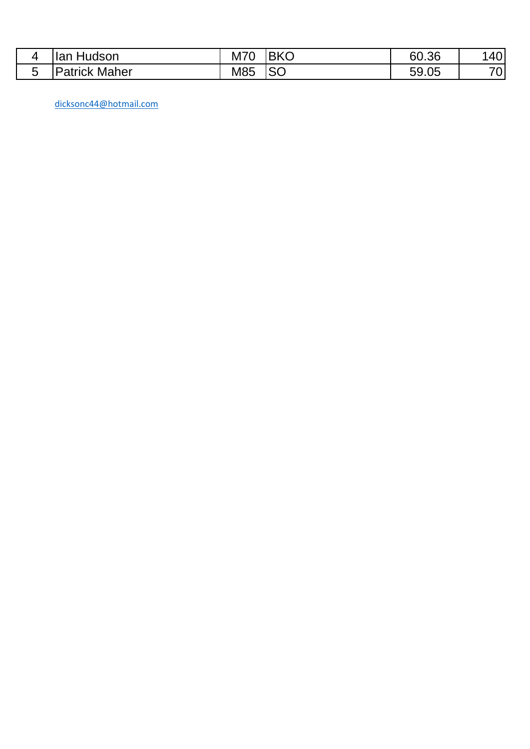| 4 | Ian Hudson | M70 | BKO | 60.36 | 140 |
|---|---|---|---|---|---|
| 5 | Patrick Maher | M85 | SO | 59.05 | 70 |

dicksonc44@hotmail.com